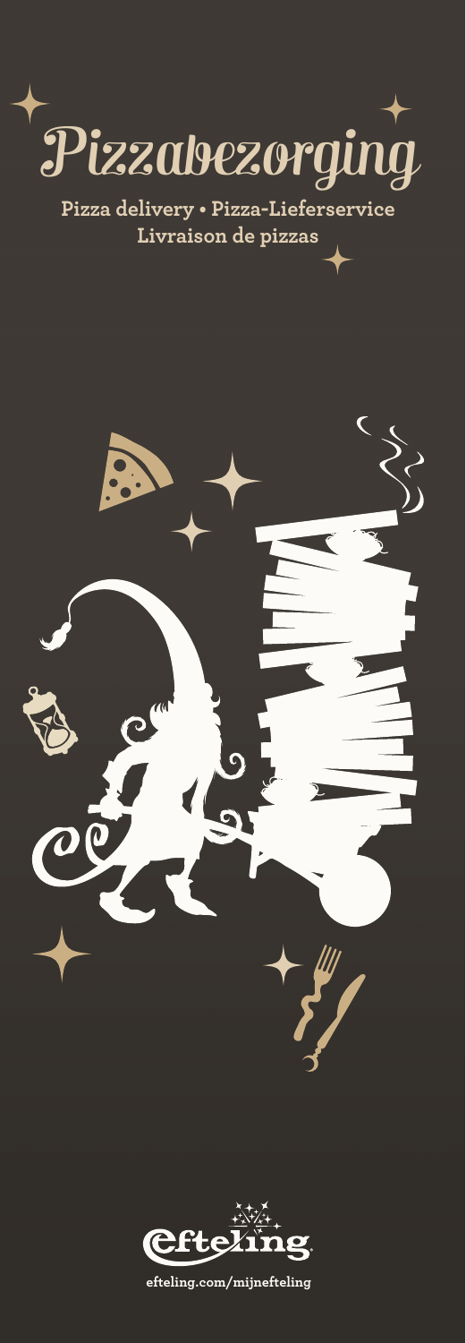# Pizzabezorging

**Pizza delivery • Pizza-Lieferservice**
**Livraison de pizzas**

efteling.com/mijnefteling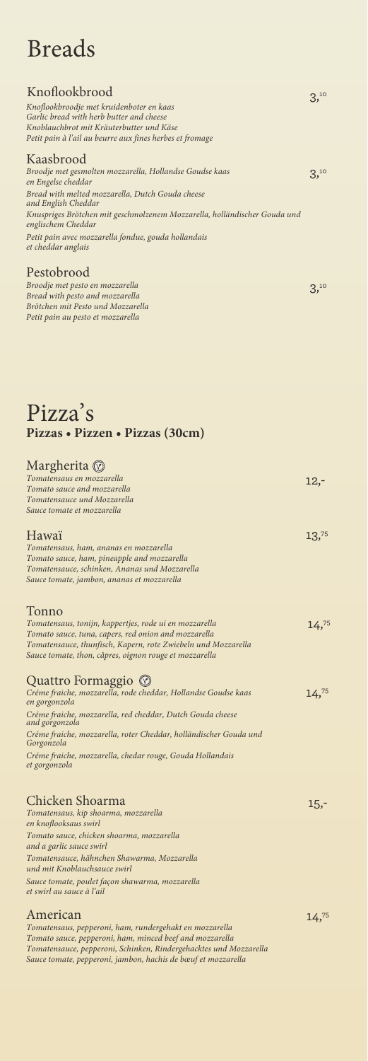# Breads

### Knoflookbrood

3,[10]

*Knoflookbroodje met kruidenboter en kaas*
*Garlic bread with herb butter and cheese*
*Knoblauchbrot mit Kräuterbutter und Käse*
*Petit pain à l'ail au beurre aux fines herbes et fromage*

### Kaasbrood

3,[10]

*Broodje met gesmolten mozzarella, Hollandse Goudse kaas en Engelse cheddar*

*Bread with melted mozzarella, Dutch Gouda cheese and English Cheddar*

*Knuspriges Brötchen mit geschmolzenem Mozzarella, holländischer Gouda und englischem Cheddar*

*Petit pain avec mozzarella fondue, gouda hollandais et cheddar anglais*

### Pestobrood

3,[10]

*Broodje met pesto en mozzarella*
*Bread with pesto and mozzarella*
*Brötchen mit Pesto und Mozzarella*
*Petit pain au pesto et mozzarella*

# Pizza's

**Pizzas • Pizzen • Pizzas (30cm)**

### Margherita ⓥ

12,-

*Tomatensaus en mozzarella*
*Tomato sauce and mozzarella*
*Tomatensauce und Mozzarella*
*Sauce tomate et mozzarella*

### Hawaï

13,[75]

*Tomatensaus, ham, ananas en mozzarella*
*Tomato sauce, ham, pineapple and mozzarella*
*Tomatensauce, schinken, Ananas und Mozzarella*
*Sauce tomate, jambon, ananas et mozzarella*

### Tonno

14,[75]

*Tomatensaus, tonijn, kappertjes, rode ui en mozzarella*
*Tomato sauce, tuna, capers, red onion and mozzarella*
*Tomatensauce, thunfisch, Kapern, rote Zwiebeln und Mozzarella*
*Sauce tomate, thon, câpres, oignon rouge et mozzarella*

### Quattro Formaggio ⓥ

14,[75]

*Créme fraiche, mozzarella, rode cheddar, Hollandse Goudse kaas en gorgonzola*

*Créme fraiche, mozzarella, red cheddar, Dutch Gouda cheese and gorgonzola*

*Créme fraiche, mozzarella, roter Cheddar, holländischer Gouda und Gorgonzola*

*Créme fraiche, mozzarella, chedar rouge, Gouda Hollandais et gorgonzola*

### Chicken Shoarma

15,-

*Tomatensaus, kip shoarma, mozzarella en knoflooksaus swirl*

*Tomato sauce, chicken shoarma, mozzarella and a garlic sauce swirl*

*Tomatensauce, hähnchen Shawarma, Mozzarella und mit Knoblauchsauce swirl*

*Sauce tomate, poulet façon shawarma, mozzarella et swirl au sauce à l'ail*

### American

14,[75]

*Tomatensaus, pepperoni, ham, rundergehakt en mozzarella*
*Tomato sauce, pepperoni, ham, minced beef and mozzarella*
*Tomatensauce, pepperoni, Schinken, Rindergehacktes und Mozzarella*
*Sauce tomate, pepperoni, jambon, hachis de bœuf et mozzarella*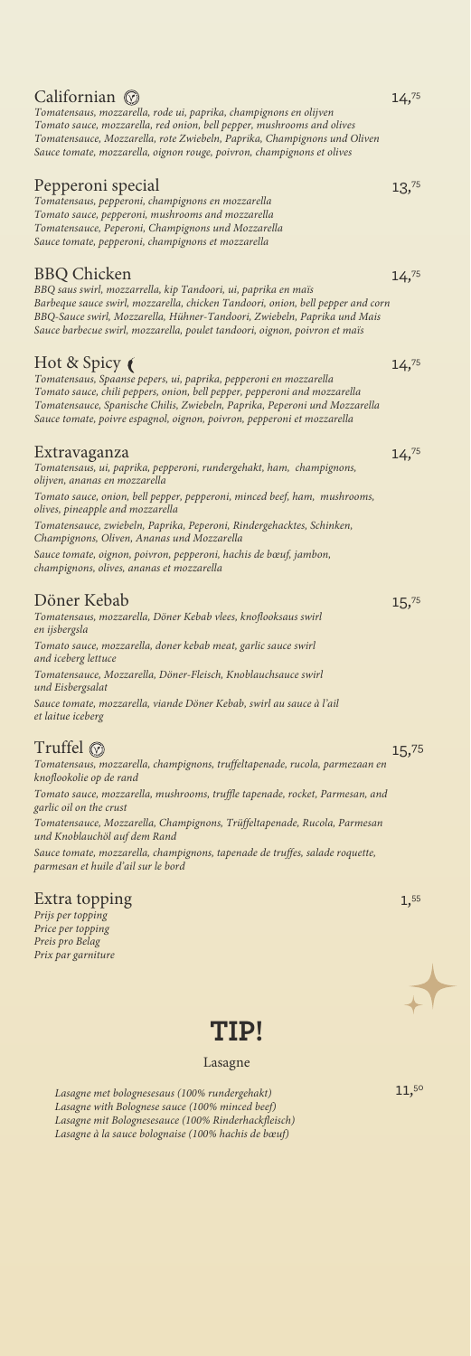## Californian

*Tomatensaus, mozzarella, rode ui, paprika, champignons en olijven*
*Tomato sauce, mozzarella, red onion, bell pepper, mushrooms and olives*
*Tomatensauce, Mozzarella, rote Zwiebeln, Paprika, Champignons und Oliven*
*Sauce tomate, mozzarella, oignon rouge, poivron, champignons et olives*

14,75

## Pepperoni special

*Tomatensaus, pepperoni, champignons en mozzarella*
*Tomato sauce, pepperoni, mushrooms and mozzarella*
*Tomatensauce, Peperoni, Champignons und Mozzarella*
*Sauce tomate, pepperoni, champignons et mozzarella*

13,75

## BBQ Chicken

*BBQ saus swirl, mozzarrella, kip Tandoori, ui, paprika en maïs*
*Barbeque sauce swirl, mozzarella, chicken Tandoori, onion, bell pepper and corn*
*BBQ-Sauce swirl, Mozzarella, Hühner-Tandoori, Zwiebeln, Paprika und Mais*
*Sauce barbecue swirl, mozzarella, poulet tandoori, oignon, poivron et maïs*

14,75

## Hot & Spicy

*Tomatensaus, Spaanse pepers, ui, paprika, pepperoni en mozzarella*
*Tomato sauce, chili peppers, onion, bell pepper, pepperoni and mozzarella*
*Tomatensauce, Spanische Chilis, Zwiebeln, Paprika, Peperoni und Mozzarella*
*Sauce tomate, poivre espagnol, oignon, poivron, pepperoni et mozzarella*

14,75

## Extravaganza

*Tomatensaus, ui, paprika, pepperoni, rundergehakt, ham, champignons, olijven, ananas en mozzarella*

*Tomato sauce, onion, bell pepper, pepperoni, minced beef, ham, mushrooms, olives, pineapple and mozzarella*

*Tomatensauce, zwiebeln, Paprika, Peperoni, Rindergehacktes, Schinken, Champignons, Oliven, Ananas und Mozzarella*

*Sauce tomate, oignon, poivron, pepperoni, hachis de bœuf, jambon, champignons, olives, ananas et mozzarella*

14,75

## Döner Kebab

*Tomatensaus, mozzarella, Döner Kebab vlees, knoflooksaus swirl en ijsbergsla*

*Tomato sauce, mozzarella, doner kebab meat, garlic sauce swirl and iceberg lettuce*

*Tomatensauce, Mozzarella, Döner-Fleisch, Knoblauchsauce swirl und Eisbergsalat*

*Sauce tomate, mozzarella, viande Döner Kebab, swirl au sauce à l'ail et laitue iceberg*

15,75

## Truffel

*Tomatensaus, mozzarella, champignons, truffeltapenade, rucola, parmezaan en knoflookolie op de rand*

*Tomato sauce, mozzarella, mushrooms, truffle tapenade, rocket, Parmesan, and garlic oil on the crust*

*Tomatensauce, Mozzarella, Champignons, Trüffeltapenade, Rucola, Parmesan und Knoblauchöl auf dem Rand*

*Sauce tomate, mozzarella, champignons, tapenade de truffes, salade roquette, parmesan et huile d'ail sur le bord*

15,75

## Extra topping

*Prijs per topping*
*Price per topping*
*Preis pro Belag*
*Prix par garniture*

1,55

# TIP!

Lasagne

*Lasagne met bolognesesaus (100% rundergehakt)*
*Lasagne with Bolognese sauce (100% minced beef)*
*Lasagne mit Bolognesesauce (100% Rinderhackfleisch)*
*Lasagne à la sauce bolognaise (100% hachis de bœuf)*

11,50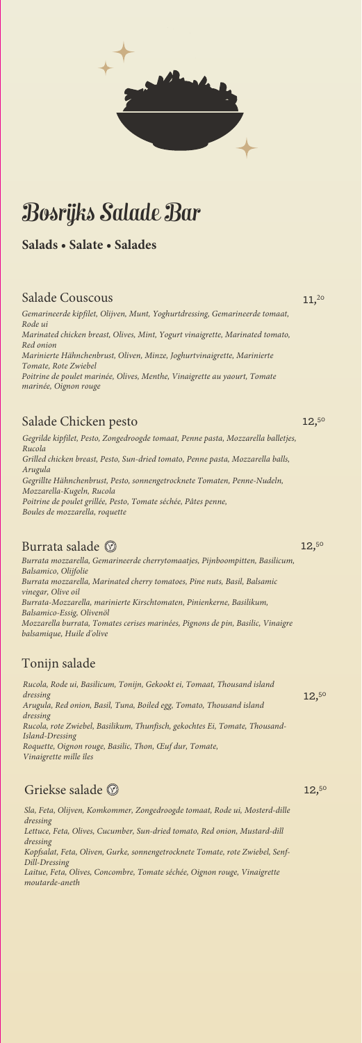# Bosrijks Salade Bar

**Salads • Salate • Salades**

## Salade Couscous — 11,20

*Gemarineerde kipfilet, Olijven, Munt, Yoghurtdressing, Gemarineerde tomaat, Rode ui*
*Marinated chicken breast, Olives, Mint, Yogurt vinaigrette, Marinated tomato, Red onion*
*Marinierte Hähnchenbrust, Oliven, Minze, Joghurtvinaigrette, Marinierte Tomate, Rote Zwiebel*
*Poitrine de poulet marinée, Olives, Menthe, Vinaigrette au yaourt, Tomate marinée, Oignon rouge*

## Salade Chicken pesto — 12,50

*Gegrilde kipfilet, Pesto, Zongedroogde tomaat, Penne pasta, Mozzarella balletjes, Rucola*
*Grilled chicken breast, Pesto, Sun-dried tomato, Penne pasta, Mozzarella balls, Arugula*
*Gegrillte Hähnchenbrust, Pesto, sonnengetrocknete Tomaten, Penne-Nudeln, Mozzarella-Kugeln, Rucola*
*Poitrine de poulet grillée, Pesto, Tomate séchée, Pâtes penne, Boules de mozzarella, roquette*

## Burrata salade (V) — 12,50

*Burrata mozzarella, Gemarineerde cherrytomaatjes, Pijnboompitten, Basilicum, Balsamico, Olijfolie*
*Burrata mozzarella, Marinated cherry tomatoes, Pine nuts, Basil, Balsamic vinegar, Olive oil*
*Burrata-Mozzarella, marinierte Kirschtomaten, Pinienkerne, Basilikum, Balsamico-Essig, Olivenöl*
*Mozzarella burrata, Tomates cerises marinées, Pignons de pin, Basilic, Vinaigre balsamique, Huile d'olive*

## Tonijn salade — 12,50

*Rucola, Rode ui, Basilicum, Tonijn, Gekookt ei, Tomaat, Thousand island dressing*
*Arugula, Red onion, Basil, Tuna, Boiled egg, Tomato, Thousand island dressing*
*Rucola, rote Zwiebel, Basilikum, Thunfisch, gekochtes Ei, Tomate, Thousand-Island-Dressing*
*Roquette, Oignon rouge, Basilic, Thon, Œuf dur, Tomate, Vinaigrette mille îles*

## Griekse salade (V) — 12,50

*Sla, Feta, Olijven, Komkommer, Zongedroogde tomaat, Rode ui, Mosterd-dille dressing*
*Lettuce, Feta, Olives, Cucumber, Sun-dried tomato, Red onion, Mustard-dill dressing*
*Kopfsalat, Feta, Oliven, Gurke, sonnengetrocknete Tomate, rote Zwiebel, Senf-Dill-Dressing*
*Laitue, Feta, Olives, Concombre, Tomate séchée, Oignon rouge, Vinaigrette moutarde-aneth*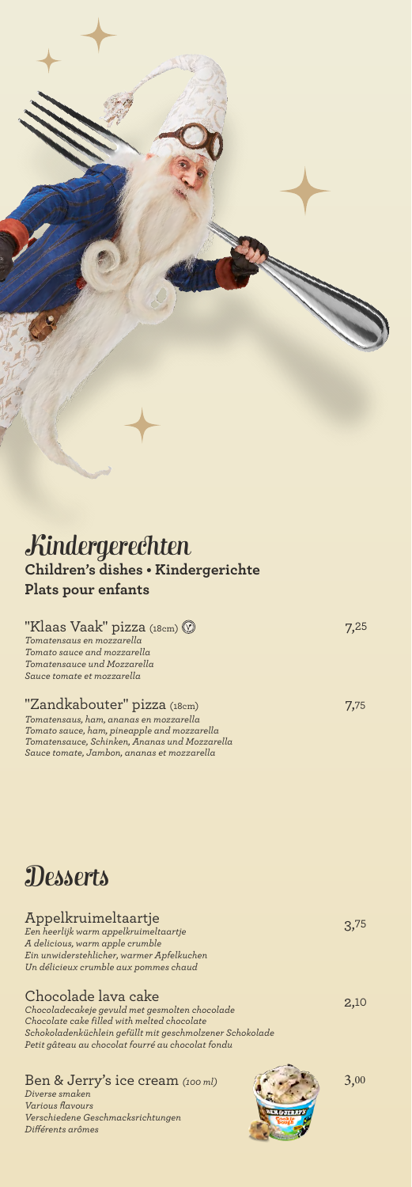# Kindergerechten

**Children's dishes • Kindergerichte**

**Plats pour enfants**

"Klaas Vaak" pizza (18cm) — 7,25

*Tomatensaus en mozzarella*
*Tomato sauce and mozzarella*
*Tomatensauce und Mozzarella*
*Sauce tomate et mozzarella*

"Zandkabouter" pizza (18cm) — 7,75

*Tomatensaus, ham, ananas en mozzarella*
*Tomato sauce, ham, pineapple and mozzarella*
*Tomatensauce, Schinken, Ananas und Mozzarella*
*Sauce tomate, Jambon, ananas et mozzarella*

# Desserts

Appelkruimeltaartje — 3,75

*Een heerlijk warm appelkruimeltaartje*
*A delicious, warm apple crumble*
*Ein unwiderstehlicher, warmer Apfelkuchen*
*Un délicieux crumble aux pommes chaud*

Chocolade lava cake — 2,10

*Chocoladecakeje gevuld met gesmolten chocolade*
*Chocolate cake filled with melted chocolate*
*Schokoladenküchlein gefüllt mit geschmolzener Schokolade*
*Petit gâteau au chocolat fourré au chocolat fondu*

Ben & Jerry's ice cream *(100 ml)* — 3,00

*Diverse smaken*
*Various flavours*
*Verschiedene Geschmacksrichtungen*
*Différents arômes*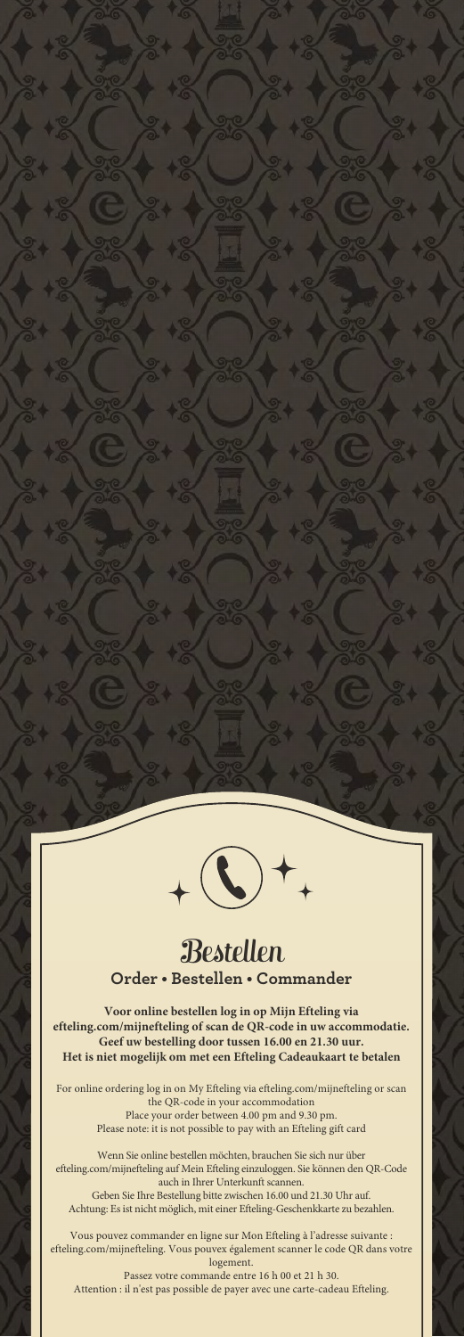# Bestellen

**Order • Bestellen • Commander**

**Voor online bestellen log in op Mijn Efteling via efteling.com/mijnefteling of scan de QR-code in uw accommodatie.**
**Geef uw bestelling door tussen 16.00 en 21.30 uur.**
**Het is niet mogelijk om met een Efteling Cadeaukaart te betalen**

For online ordering log in on My Efteling via efteling.com/mijnefteling or scan the QR-code in your accommodation
Place your order between 4.00 pm and 9.30 pm.
Please note: it is not possible to pay with an Efteling gift card

Wenn Sie online bestellen möchten, brauchen Sie sich nur über efteling.com/mijnefteling auf Mein Efteling einzuloggen. Sie können den QR-Code auch in Ihrer Unterkunft scannen.
Geben Sie Ihre Bestellung bitte zwischen 16.00 und 21.30 Uhr auf.
Achtung: Es ist nicht möglich, mit einer Efteling-Geschenkkarte zu bezahlen.

Vous pouvez commander en ligne sur Mon Efteling à l'adresse suivante : efteling.com/mijnefteling. Vous pouvez également scanner le code QR dans votre logement.
Passez votre commande entre 16 h 00 et 21 h 30.
Attention : il n'est pas possible de payer avec une carte-cadeau Efteling.